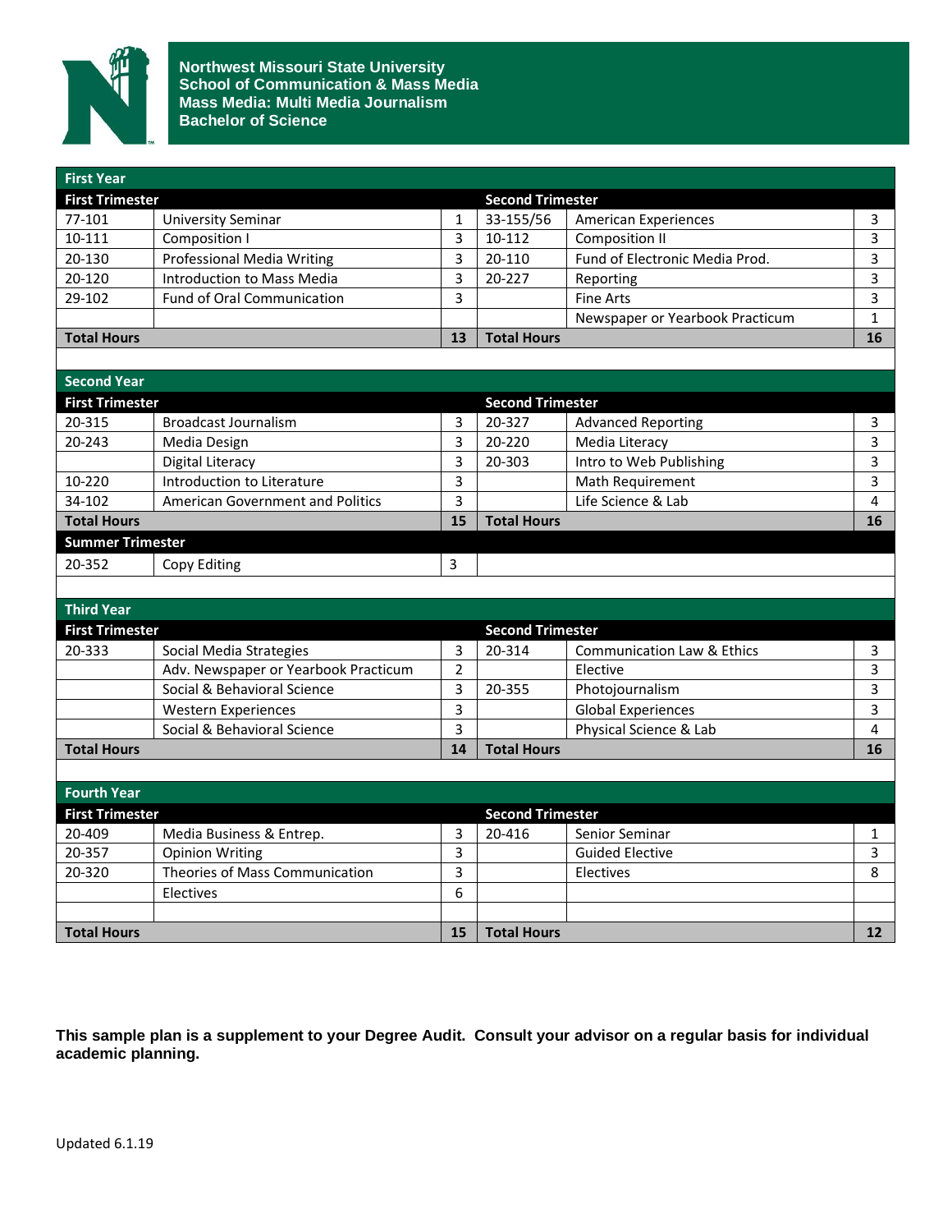# Northwest Missouri State University
## School of Communication & Mass Media
## Mass Media: Multi Media Journalism
## Bachelor of Science

### First Year

| First Trimester | | | Second Trimester | | |
|---|---|---|---|---|---|
| 77-101 | University Seminar | 1 | 33-155/56 | American Experiences | 3 |
| 10-111 | Composition I | 3 | 10-112 | Composition II | 3 |
| 20-130 | Professional Media Writing | 3 | 20-110 | Fund of Electronic Media Prod. | 3 |
| 20-120 | Introduction to Mass Media | 3 | 20-227 | Reporting | 3 |
| 29-102 | Fund of Oral Communication | 3 | | Fine Arts | 3 |
| | | | | Newspaper or Yearbook Practicum | 1 |
| **Total Hours** | | **13** | **Total Hours** | | **16** |

### Second Year

| First Trimester | | | Second Trimester | | |
|---|---|---|---|---|---|
| 20-315 | Broadcast Journalism | 3 | 20-327 | Advanced Reporting | 3 |
| 20-243 | Media Design | 3 | 20-220 | Media Literacy | 3 |
| | Digital Literacy | 3 | 20-303 | Intro to Web Publishing | 3 |
| 10-220 | Introduction to Literature | 3 | | Math Requirement | 3 |
| 34-102 | American Government and Politics | 3 | | Life Science & Lab | 4 |
| **Total Hours** | | **15** | **Total Hours** | | **16** |
| **Summer Trimester** | | | | | |
| 20-352 | Copy Editing | 3 | | | |

### Third Year

| First Trimester | | | Second Trimester | | |
|---|---|---|---|---|---|
| 20-333 | Social Media Strategies | 3 | 20-314 | Communication Law & Ethics | 3 |
| | Adv. Newspaper or Yearbook Practicum | 2 | | Elective | 3 |
| | Social & Behavioral Science | 3 | 20-355 | Photojournalism | 3 |
| | Western Experiences | 3 | | Global Experiences | 3 |
| | Social & Behavioral Science | 3 | | Physical Science & Lab | 4 |
| **Total Hours** | | **14** | **Total Hours** | | **16** |

### Fourth Year

| First Trimester | | | Second Trimester | | |
|---|---|---|---|---|---|
| 20-409 | Media Business & Entrep. | 3 | 20-416 | Senior Seminar | 1 |
| 20-357 | Opinion Writing | 3 | | Guided Elective | 3 |
| 20-320 | Theories of Mass Communication | 3 | | Electives | 8 |
| | Electives | 6 | | | |
| | | | | | |
| **Total Hours** | | **15** | **Total Hours** | | **12** |

**This sample plan is a supplement to your Degree Audit. Consult your advisor on a regular basis for individual academic planning.**

Updated 6.1.19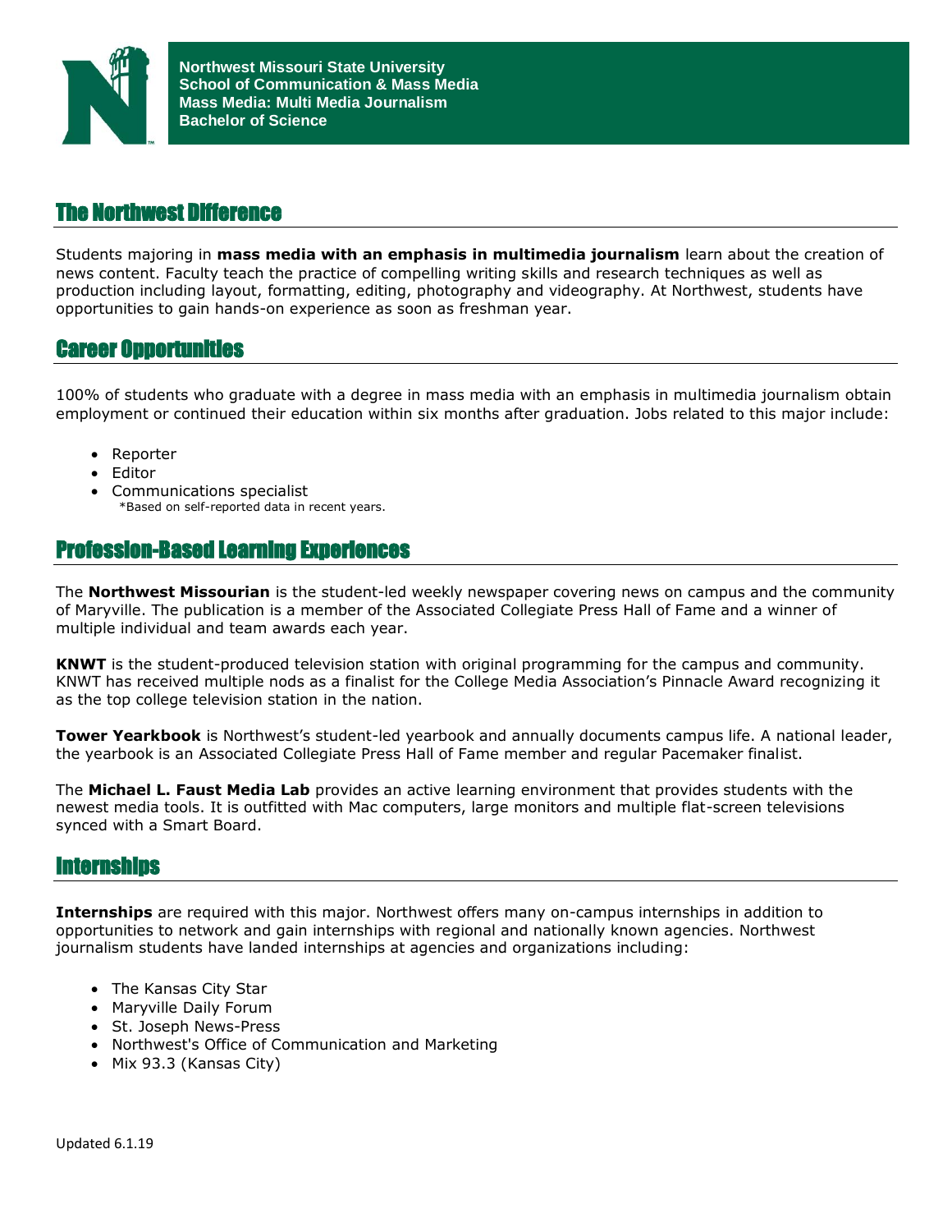**Northwest Missouri State University**
**School of Communication & Mass Media**
**Mass Media: Multi Media Journalism**
**Bachelor of Science**

## The Northwest Difference

Students majoring in **mass media with an emphasis in multimedia journalism** learn about the creation of news content. Faculty teach the practice of compelling writing skills and research techniques as well as production including layout, formatting, editing, photography and videography. At Northwest, students have opportunities to gain hands-on experience as soon as freshman year.

## Career Opportunities

100% of students who graduate with a degree in mass media with an emphasis in multimedia journalism obtain employment or continued their education within six months after graduation. Jobs related to this major include:

- Reporter
- Editor
- Communications specialist

*Based on self-reported data in recent years.

## Profession-Based Learning Experiences

The **Northwest Missourian** is the student-led weekly newspaper covering news on campus and the community of Maryville. The publication is a member of the Associated Collegiate Press Hall of Fame and a winner of multiple individual and team awards each year.

**KNWT** is the student-produced television station with original programming for the campus and community. KNWT has received multiple nods as a finalist for the College Media Association's Pinnacle Award recognizing it as the top college television station in the nation.

**Tower Yearbook** is Northwest's student-led yearbook and annually documents campus life. A national leader, the yearbook is an Associated Collegiate Press Hall of Fame member and regular Pacemaker finalist.

The **Michael L. Faust Media Lab** provides an active learning environment that provides students with the newest media tools. It is outfitted with Mac computers, large monitors and multiple flat-screen televisions synced with a Smart Board.

## Internships

**Internships** are required with this major. Northwest offers many on-campus internships in addition to opportunities to network and gain internships with regional and nationally known agencies. Northwest journalism students have landed internships at agencies and organizations including:

- The Kansas City Star
- Maryville Daily Forum
- St. Joseph News-Press
- Northwest's Office of Communication and Marketing
- Mix 93.3 (Kansas City)

Updated 6.1.19